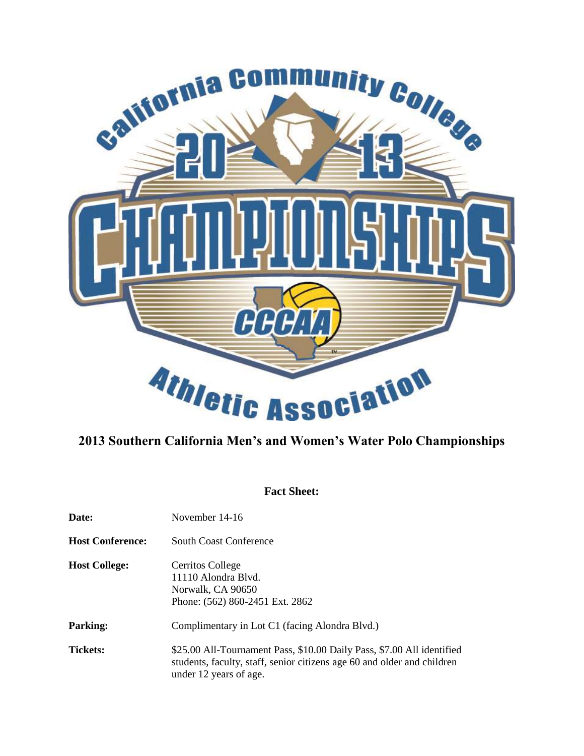# 2013 Southern California Men's and Women's Water Polo Championships

**Fact Sheet:**

**Date:** November 14-16

**Host Conference:** South Coast Conference

**Host College:** Cerritos College
11110 Alondra Blvd.
Norwalk, CA 90650
Phone: (562) 860-2451 Ext. 2862

**Parking:** Complimentary in Lot C1 (facing Alondra Blvd.)

**Tickets:** $25.00 All-Tournament Pass, $10.00 Daily Pass, $7.00 All identified students, faculty, staff, senior citizens age 60 and older and children under 12 years of age.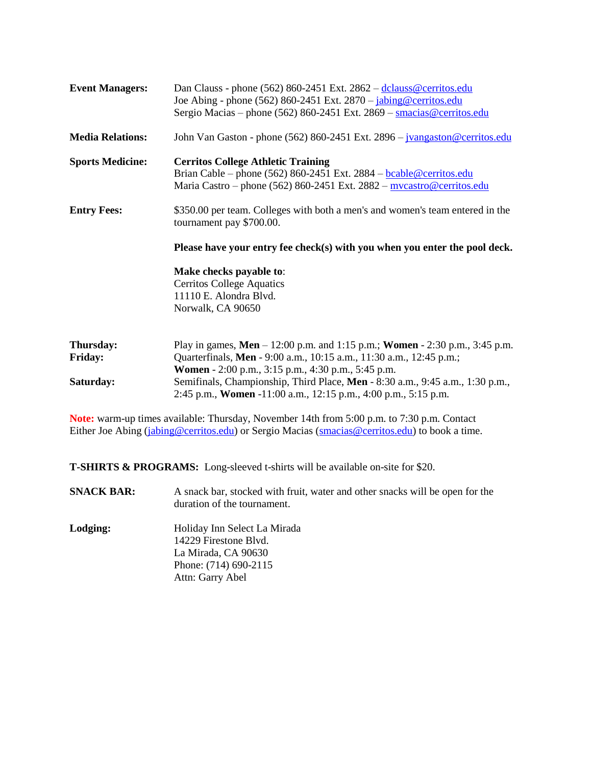**Event Managers:** Dan Clauss - phone (562) 860-2451 Ext. 2862 – dclauss@cerritos.edu
Joe Abing - phone (562) 860-2451 Ext. 2870 – jabing@cerritos.edu
Sergio Macias – phone (562) 860-2451 Ext. 2869 – smacias@cerritos.edu

**Media Relations:** John Van Gaston - phone (562) 860-2451 Ext. 2896 – jvangaston@cerritos.edu

**Sports Medicine:** **Cerritos College Athletic Training**
Brian Cable – phone (562) 860-2451 Ext. 2884 – bcable@cerritos.edu
Maria Castro – phone (562) 860-2451 Ext. 2882 – mvcastro@cerritos.edu

**Entry Fees:** $350.00 per team. Colleges with both a men's and women's team entered in the tournament pay $700.00.

**Please have your entry fee check(s) with you when you enter the pool deck.**

**Make checks payable to**:
Cerritos College Aquatics
11110 E. Alondra Blvd.
Norwalk, CA 90650

**Thursday:** Play in games, **Men** – 12:00 p.m. and 1:15 p.m.; **Women** - 2:30 p.m., 3:45 p.m.
**Friday:** Quarterfinals, **Men** - 9:00 a.m., 10:15 a.m., 11:30 a.m., 12:45 p.m.; **Women** - 2:00 p.m., 3:15 p.m., 4:30 p.m., 5:45 p.m.
**Saturday:** Semifinals, Championship, Third Place, **Men** - 8:30 a.m., 9:45 a.m., 1:30 p.m., 2:45 p.m., **Women** -11:00 a.m., 12:15 p.m., 4:00 p.m., 5:15 p.m.

**Note:** warm-up times available: Thursday, November 14th from 5:00 p.m. to 7:30 p.m. Contact Either Joe Abing (jabing@cerritos.edu) or Sergio Macias (smacias@cerritos.edu) to book a time.

**T-SHIRTS & PROGRAMS:** Long-sleeved t-shirts will be available on-site for $20.

**SNACK BAR:** A snack bar, stocked with fruit, water and other snacks will be open for the duration of the tournament.

**Lodging:** Holiday Inn Select La Mirada
14229 Firestone Blvd.
La Mirada, CA 90630
Phone: (714) 690-2115
Attn: Garry Abel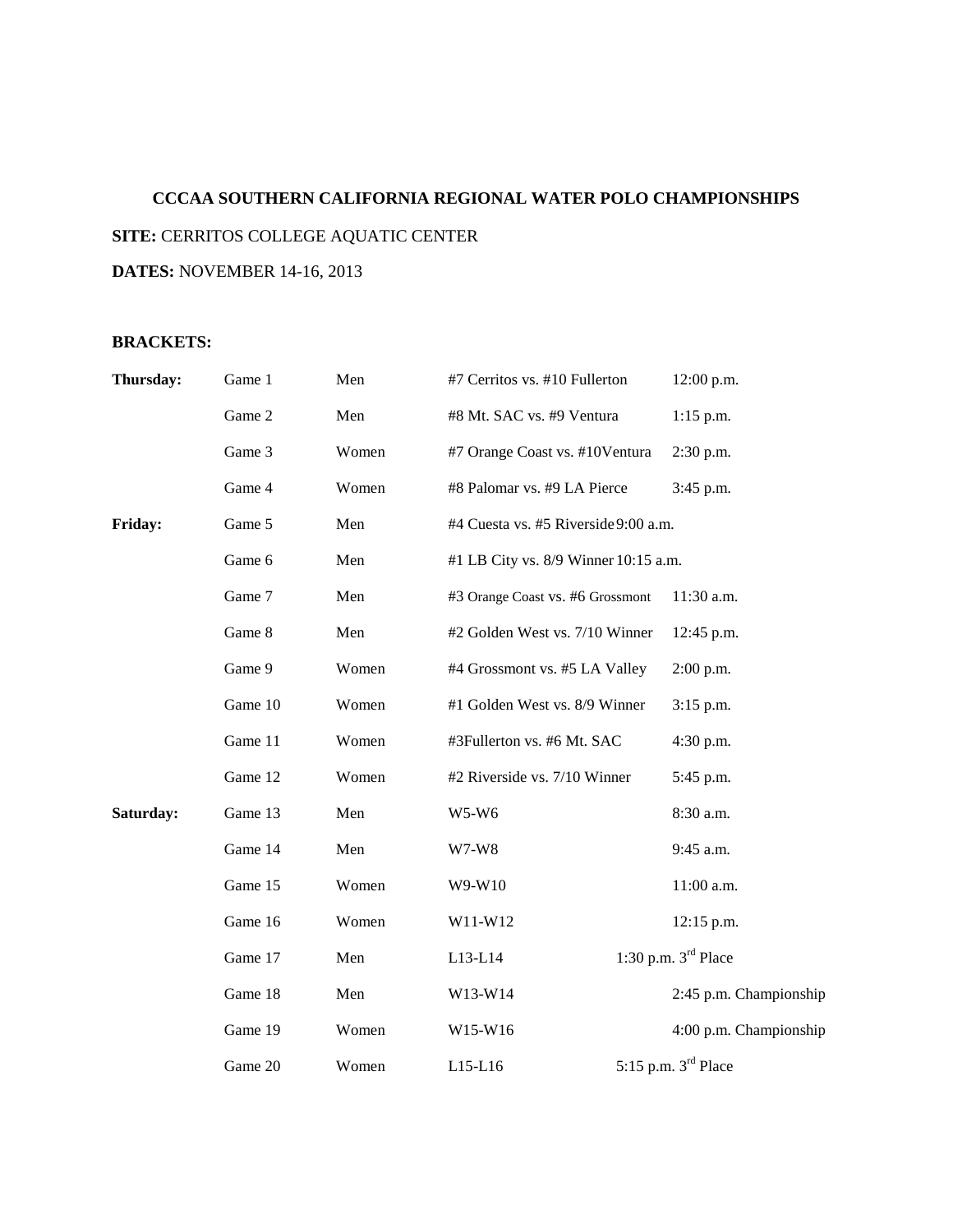**CCCAA SOUTHERN CALIFORNIA REGIONAL WATER POLO CHAMPIONSHIPS**

**SITE:** CERRITOS COLLEGE AQUATIC CENTER

**DATES:** NOVEMBER 14-16, 2013

**BRACKETS:**

| | | | | |
|---|---|---|---|---|
| **Thursday:** | Game 1 | Men | #7 Cerritos vs. #10 Fullerton | 12:00 p.m. |
| | Game 2 | Men | #8 Mt. SAC vs. #9 Ventura | 1:15 p.m. |
| | Game 3 | Women | #7 Orange Coast vs. #10Ventura | 2:30 p.m. |
| | Game 4 | Women | #8 Palomar vs. #9 LA Pierce | 3:45 p.m. |
| **Friday:** | Game 5 | Men | #4 Cuesta vs. #5 Riverside | 9:00 a.m. |
| | Game 6 | Men | #1 LB City vs. 8/9 Winner | 10:15 a.m. |
| | Game 7 | Men | #3 Orange Coast vs. #6 Grossmont | 11:30 a.m. |
| | Game 8 | Men | #2 Golden West vs. 7/10 Winner | 12:45 p.m. |
| | Game 9 | Women | #4 Grossmont vs. #5 LA Valley | 2:00 p.m. |
| | Game 10 | Women | #1 Golden West vs. 8/9 Winner | 3:15 p.m. |
| | Game 11 | Women | #3Fullerton vs. #6 Mt. SAC | 4:30 p.m. |
| | Game 12 | Women | #2 Riverside vs. 7/10 Winner | 5:45 p.m. |
| **Saturday:** | Game 13 | Men | W5-W6 | 8:30 a.m. |
| | Game 14 | Men | W7-W8 | 9:45 a.m. |
| | Game 15 | Women | W9-W10 | 11:00 a.m. |
| | Game 16 | Women | W11-W12 | 12:15 p.m. |
| | Game 17 | Men | L13-L14 | 1:30 p.m. 3rd Place |
| | Game 18 | Men | W13-W14 | 2:45 p.m. Championship |
| | Game 19 | Women | W15-W16 | 4:00 p.m. Championship |
| | Game 20 | Women | L15-L16 | 5:15 p.m. 3rd Place |